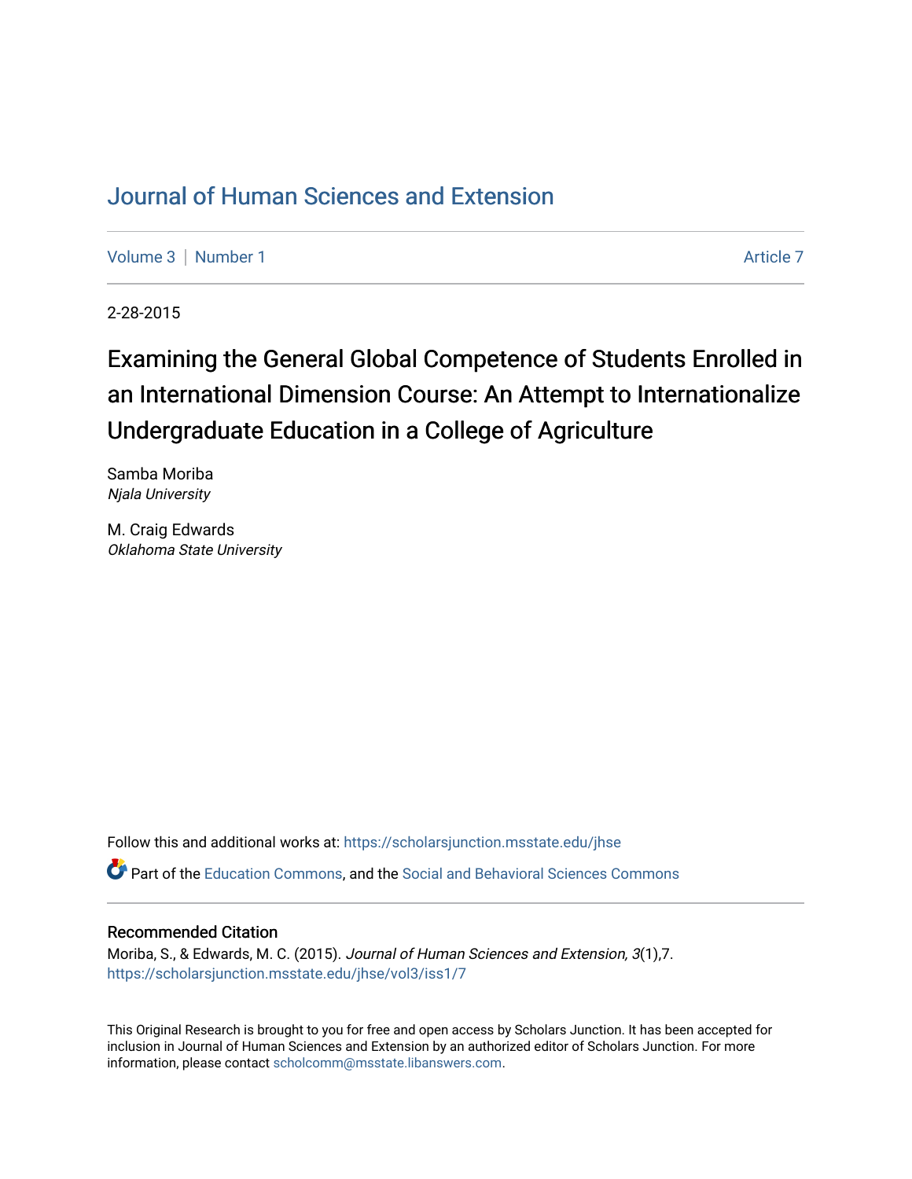# Journal of Human Sciences and Extension

Volume 3 | Number 1 Article 7

2-28-2015

## Examining the General Global Competence of Students Enrolled in an International Dimension Course: An Attempt to Internationalize Undergraduate Education in a College of Agriculture

Samba Moriba
*Njala University*

M. Craig Edwards
*Oklahoma State University*

Follow this and additional works at: https://scholarsjunction.msstate.edu/jhse

Part of the Education Commons, and the Social and Behavioral Sciences Commons

### Recommended Citation

Moriba, S., & Edwards, M. C. (2015). *Journal of Human Sciences and Extension, 3*(1),7.
https://scholarsjunction.msstate.edu/jhse/vol3/iss1/7

This Original Research is brought to you for free and open access by Scholars Junction. It has been accepted for inclusion in Journal of Human Sciences and Extension by an authorized editor of Scholars Junction. For more information, please contact scholcomm@msstate.libanswers.com.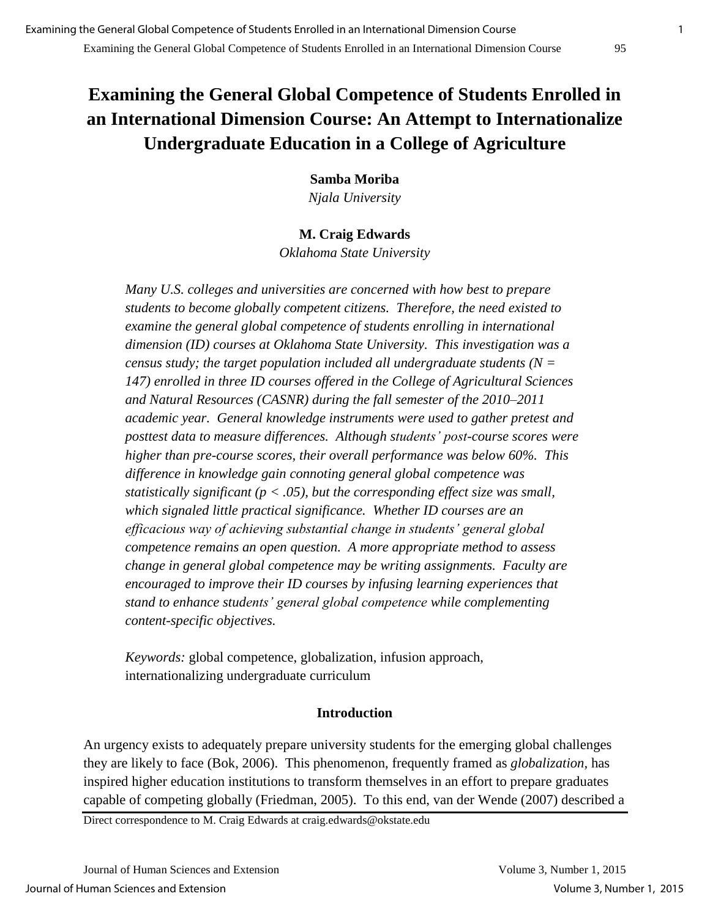# Examining the General Global Competence of Students Enrolled in an International Dimension Course: An Attempt to Internationalize Undergraduate Education in a College of Agriculture

**Samba Moriba**
*Njala University*

**M. Craig Edwards**
*Oklahoma State University*

*Many U.S. colleges and universities are concerned with how best to prepare students to become globally competent citizens. Therefore, the need existed to examine the general global competence of students enrolling in international dimension (ID) courses at Oklahoma State University. This investigation was a census study; the target population included all undergraduate students (N = 147) enrolled in three ID courses offered in the College of Agricultural Sciences and Natural Resources (CASNR) during the fall semester of the 2010–2011 academic year. General knowledge instruments were used to gather pretest and posttest data to measure differences. Although students' post-course scores were higher than pre-course scores, their overall performance was below 60%. This difference in knowledge gain connoting general global competence was statistically significant ($p < .05$), but the corresponding effect size was small, which signaled little practical significance. Whether ID courses are an efficacious way of achieving substantial change in students' general global competence remains an open question. A more appropriate method to assess change in general global competence may be writing assignments. Faculty are encouraged to improve their ID courses by infusing learning experiences that stand to enhance students' general global competence while complementing content-specific objectives.*

*Keywords:* global competence, globalization, infusion approach, internationalizing undergraduate curriculum

## Introduction

An urgency exists to adequately prepare university students for the emerging global challenges they are likely to face (Bok, 2006). This phenomenon, frequently framed as *globalization*, has inspired higher education institutions to transform themselves in an effort to prepare graduates capable of competing globally (Friedman, 2005). To this end, van der Wende (2007) described a

Direct correspondence to M. Craig Edwards at craig.edwards@okstate.edu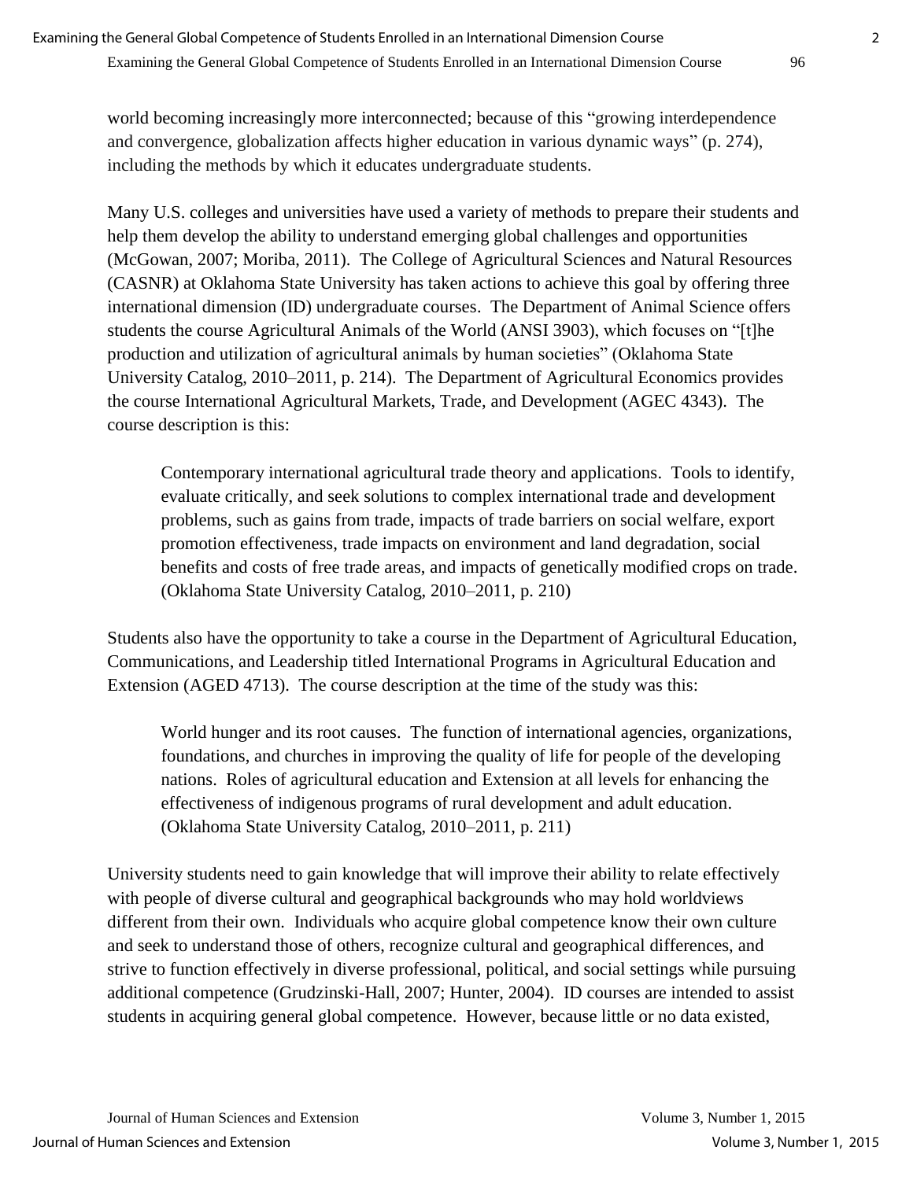world becoming increasingly more interconnected; because of this "growing interdependence and convergence, globalization affects higher education in various dynamic ways" (p. 274), including the methods by which it educates undergraduate students.

Many U.S. colleges and universities have used a variety of methods to prepare their students and help them develop the ability to understand emerging global challenges and opportunities (McGowan, 2007; Moriba, 2011). The College of Agricultural Sciences and Natural Resources (CASNR) at Oklahoma State University has taken actions to achieve this goal by offering three international dimension (ID) undergraduate courses. The Department of Animal Science offers students the course Agricultural Animals of the World (ANSI 3903), which focuses on "[t]he production and utilization of agricultural animals by human societies" (Oklahoma State University Catalog, 2010–2011, p. 214). The Department of Agricultural Economics provides the course International Agricultural Markets, Trade, and Development (AGEC 4343). The course description is this:

> Contemporary international agricultural trade theory and applications. Tools to identify, evaluate critically, and seek solutions to complex international trade and development problems, such as gains from trade, impacts of trade barriers on social welfare, export promotion effectiveness, trade impacts on environment and land degradation, social benefits and costs of free trade areas, and impacts of genetically modified crops on trade. (Oklahoma State University Catalog, 2010–2011, p. 210)

Students also have the opportunity to take a course in the Department of Agricultural Education, Communications, and Leadership titled International Programs in Agricultural Education and Extension (AGED 4713). The course description at the time of the study was this:

> World hunger and its root causes. The function of international agencies, organizations, foundations, and churches in improving the quality of life for people of the developing nations. Roles of agricultural education and Extension at all levels for enhancing the effectiveness of indigenous programs of rural development and adult education. (Oklahoma State University Catalog, 2010–2011, p. 211)

University students need to gain knowledge that will improve their ability to relate effectively with people of diverse cultural and geographical backgrounds who may hold worldviews different from their own. Individuals who acquire global competence know their own culture and seek to understand those of others, recognize cultural and geographical differences, and strive to function effectively in diverse professional, political, and social settings while pursuing additional competence (Grudzinski-Hall, 2007; Hunter, 2004). ID courses are intended to assist students in acquiring general global competence. However, because little or no data existed,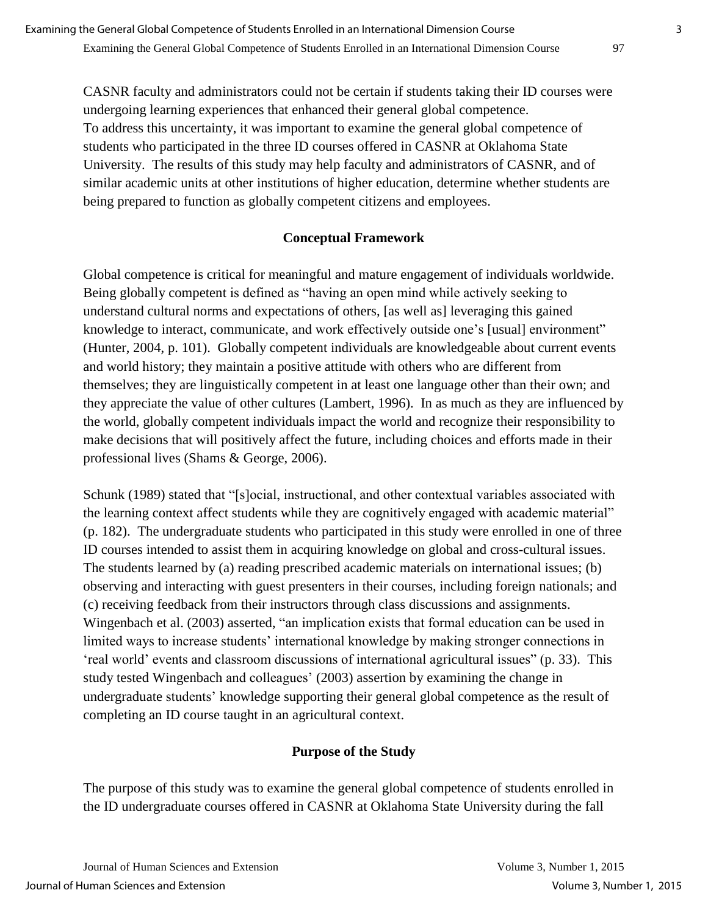CASNR faculty and administrators could not be certain if students taking their ID courses were undergoing learning experiences that enhanced their general global competence. To address this uncertainty, it was important to examine the general global competence of students who participated in the three ID courses offered in CASNR at Oklahoma State University. The results of this study may help faculty and administrators of CASNR, and of similar academic units at other institutions of higher education, determine whether students are being prepared to function as globally competent citizens and employees.

## Conceptual Framework

Global competence is critical for meaningful and mature engagement of individuals worldwide. Being globally competent is defined as "having an open mind while actively seeking to understand cultural norms and expectations of others, [as well as] leveraging this gained knowledge to interact, communicate, and work effectively outside one's [usual] environment" (Hunter, 2004, p. 101). Globally competent individuals are knowledgeable about current events and world history; they maintain a positive attitude with others who are different from themselves; they are linguistically competent in at least one language other than their own; and they appreciate the value of other cultures (Lambert, 1996). In as much as they are influenced by the world, globally competent individuals impact the world and recognize their responsibility to make decisions that will positively affect the future, including choices and efforts made in their professional lives (Shams & George, 2006).

Schunk (1989) stated that "[s]ocial, instructional, and other contextual variables associated with the learning context affect students while they are cognitively engaged with academic material" (p. 182). The undergraduate students who participated in this study were enrolled in one of three ID courses intended to assist them in acquiring knowledge on global and cross-cultural issues. The students learned by (a) reading prescribed academic materials on international issues; (b) observing and interacting with guest presenters in their courses, including foreign nationals; and (c) receiving feedback from their instructors through class discussions and assignments. Wingenbach et al. (2003) asserted, "an implication exists that formal education can be used in limited ways to increase students' international knowledge by making stronger connections in 'real world' events and classroom discussions of international agricultural issues" (p. 33). This study tested Wingenbach and colleagues' (2003) assertion by examining the change in undergraduate students' knowledge supporting their general global competence as the result of completing an ID course taught in an agricultural context.

## Purpose of the Study

The purpose of this study was to examine the general global competence of students enrolled in the ID undergraduate courses offered in CASNR at Oklahoma State University during the fall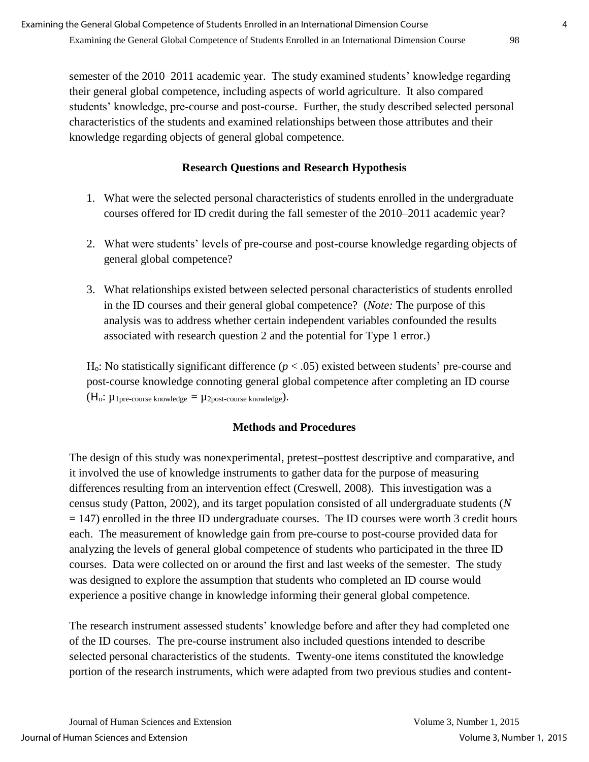semester of the 2010–2011 academic year. The study examined students' knowledge regarding their general global competence, including aspects of world agriculture. It also compared students' knowledge, pre-course and post-course. Further, the study described selected personal characteristics of the students and examined relationships between those attributes and their knowledge regarding objects of general global competence.

## Research Questions and Research Hypothesis

1. What were the selected personal characteristics of students enrolled in the undergraduate courses offered for ID credit during the fall semester of the 2010–2011 academic year?

2. What were students' levels of pre-course and post-course knowledge regarding objects of general global competence?

3. What relationships existed between selected personal characteristics of students enrolled in the ID courses and their general global competence? (*Note:* The purpose of this analysis was to address whether certain independent variables confounded the results associated with research question 2 and the potential for Type 1 error.)

$H_o$: No statistically significant difference ($p < .05$) existed between students' pre-course and post-course knowledge connoting general global competence after completing an ID course ($H_o$: $\mu_{1\text{pre-course knowledge}} = \mu_{2\text{post-course knowledge}}$).

## Methods and Procedures

The design of this study was nonexperimental, pretest–posttest descriptive and comparative, and it involved the use of knowledge instruments to gather data for the purpose of measuring differences resulting from an intervention effect (Creswell, 2008). This investigation was a census study (Patton, 2002), and its target population consisted of all undergraduate students ($N = 147$) enrolled in the three ID undergraduate courses. The ID courses were worth 3 credit hours each. The measurement of knowledge gain from pre-course to post-course provided data for analyzing the levels of general global competence of students who participated in the three ID courses. Data were collected on or around the first and last weeks of the semester. The study was designed to explore the assumption that students who completed an ID course would experience a positive change in knowledge informing their general global competence.

The research instrument assessed students' knowledge before and after they had completed one of the ID courses. The pre-course instrument also included questions intended to describe selected personal characteristics of the students. Twenty-one items constituted the knowledge portion of the research instruments, which were adapted from two previous studies and content-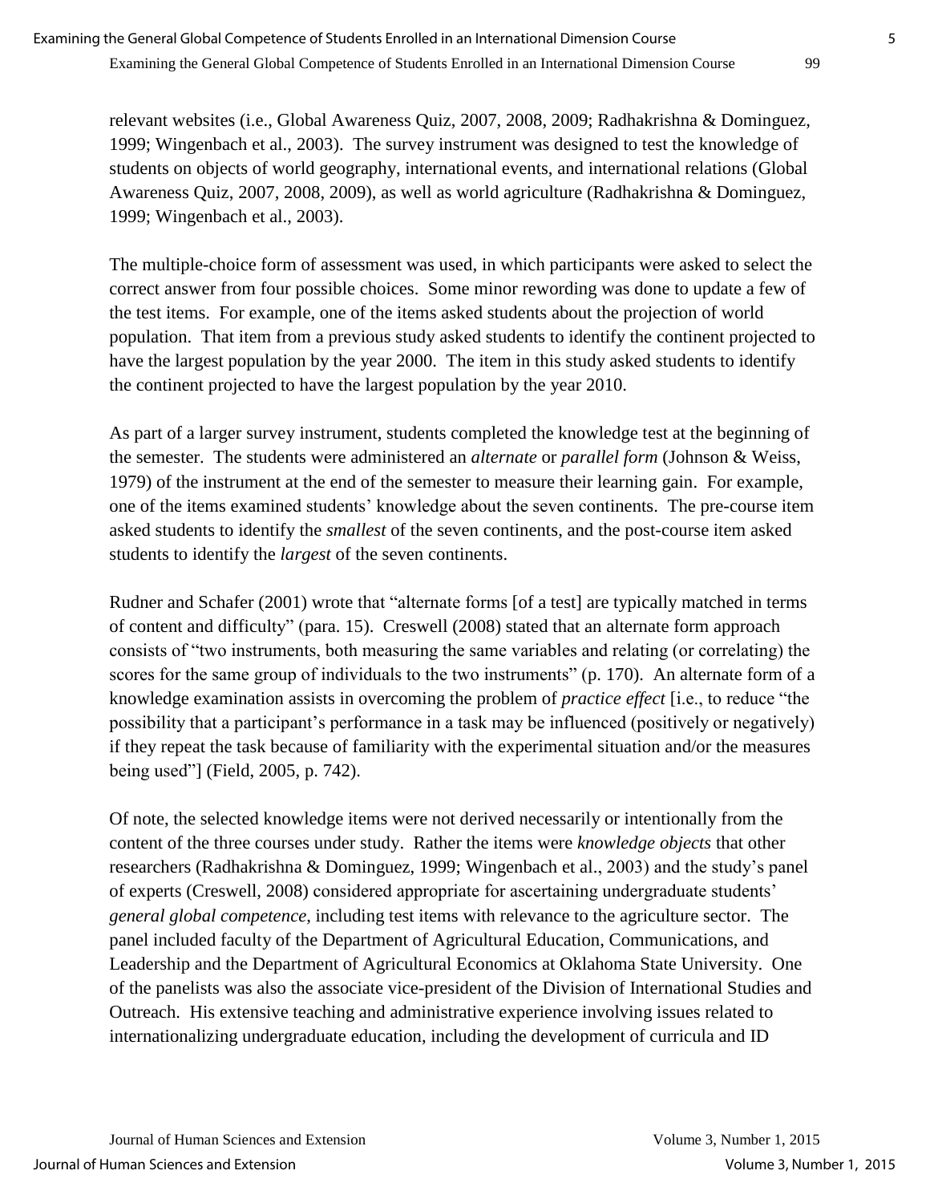relevant websites (i.e., Global Awareness Quiz, 2007, 2008, 2009; Radhakrishna & Dominguez, 1999; Wingenbach et al., 2003). The survey instrument was designed to test the knowledge of students on objects of world geography, international events, and international relations (Global Awareness Quiz, 2007, 2008, 2009), as well as world agriculture (Radhakrishna & Dominguez, 1999; Wingenbach et al., 2003).

The multiple-choice form of assessment was used, in which participants were asked to select the correct answer from four possible choices. Some minor rewording was done to update a few of the test items. For example, one of the items asked students about the projection of world population. That item from a previous study asked students to identify the continent projected to have the largest population by the year 2000. The item in this study asked students to identify the continent projected to have the largest population by the year 2010.

As part of a larger survey instrument, students completed the knowledge test at the beginning of the semester. The students were administered an *alternate* or *parallel form* (Johnson & Weiss, 1979) of the instrument at the end of the semester to measure their learning gain. For example, one of the items examined students' knowledge about the seven continents. The pre-course item asked students to identify the *smallest* of the seven continents, and the post-course item asked students to identify the *largest* of the seven continents.

Rudner and Schafer (2001) wrote that "alternate forms [of a test] are typically matched in terms of content and difficulty" (para. 15). Creswell (2008) stated that an alternate form approach consists of "two instruments, both measuring the same variables and relating (or correlating) the scores for the same group of individuals to the two instruments" (p. 170). An alternate form of a knowledge examination assists in overcoming the problem of *practice effect* [i.e., to reduce "the possibility that a participant's performance in a task may be influenced (positively or negatively) if they repeat the task because of familiarity with the experimental situation and/or the measures being used"] (Field, 2005, p. 742).

Of note, the selected knowledge items were not derived necessarily or intentionally from the content of the three courses under study. Rather the items were *knowledge objects* that other researchers (Radhakrishna & Dominguez, 1999; Wingenbach et al., 2003) and the study's panel of experts (Creswell, 2008) considered appropriate for ascertaining undergraduate students' *general global competence*, including test items with relevance to the agriculture sector. The panel included faculty of the Department of Agricultural Education, Communications, and Leadership and the Department of Agricultural Economics at Oklahoma State University. One of the panelists was also the associate vice-president of the Division of International Studies and Outreach. His extensive teaching and administrative experience involving issues related to internationalizing undergraduate education, including the development of curricula and ID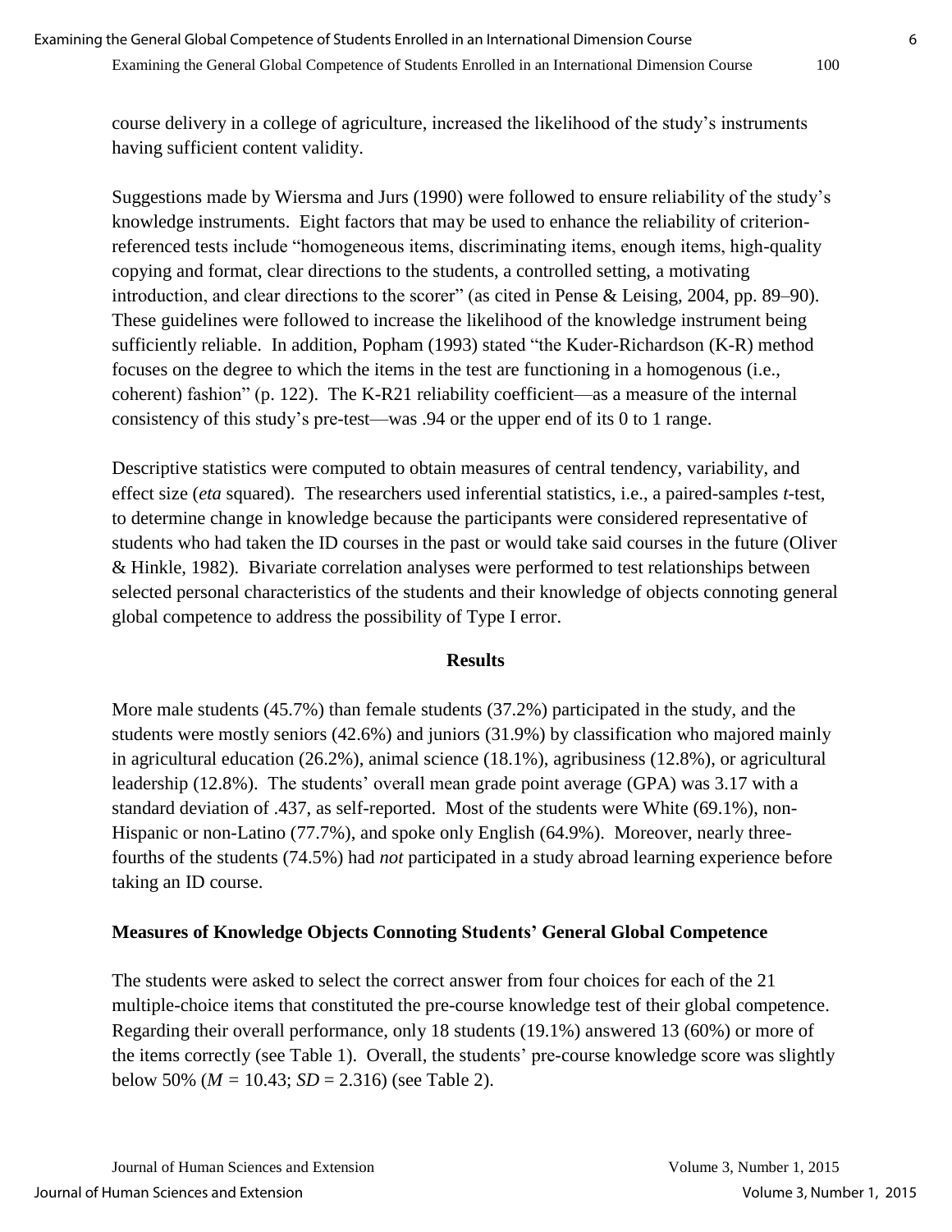course delivery in a college of agriculture, increased the likelihood of the study's instruments having sufficient content validity.

Suggestions made by Wiersma and Jurs (1990) were followed to ensure reliability of the study's knowledge instruments. Eight factors that may be used to enhance the reliability of criterion-referenced tests include "homogeneous items, discriminating items, enough items, high-quality copying and format, clear directions to the students, a controlled setting, a motivating introduction, and clear directions to the scorer" (as cited in Pense & Leising, 2004, pp. 89–90). These guidelines were followed to increase the likelihood of the knowledge instrument being sufficiently reliable. In addition, Popham (1993) stated "the Kuder-Richardson (K-R) method focuses on the degree to which the items in the test are functioning in a homogenous (i.e., coherent) fashion" (p. 122). The K-R21 reliability coefficient—as a measure of the internal consistency of this study's pre-test—was .94 or the upper end of its 0 to 1 range.

Descriptive statistics were computed to obtain measures of central tendency, variability, and effect size (*eta* squared). The researchers used inferential statistics, i.e., a paired-samples *t*-test, to determine change in knowledge because the participants were considered representative of students who had taken the ID courses in the past or would take said courses in the future (Oliver & Hinkle, 1982). Bivariate correlation analyses were performed to test relationships between selected personal characteristics of the students and their knowledge of objects connoting general global competence to address the possibility of Type I error.

## Results

More male students (45.7%) than female students (37.2%) participated in the study, and the students were mostly seniors (42.6%) and juniors (31.9%) by classification who majored mainly in agricultural education (26.2%), animal science (18.1%), agribusiness (12.8%), or agricultural leadership (12.8%). The students' overall mean grade point average (GPA) was 3.17 with a standard deviation of .437, as self-reported. Most of the students were White (69.1%), non-Hispanic or non-Latino (77.7%), and spoke only English (64.9%). Moreover, nearly three-fourths of the students (74.5%) had *not* participated in a study abroad learning experience before taking an ID course.

### Measures of Knowledge Objects Connoting Students' General Global Competence

The students were asked to select the correct answer from four choices for each of the 21 multiple-choice items that constituted the pre-course knowledge test of their global competence. Regarding their overall performance, only 18 students (19.1%) answered 13 (60%) or more of the items correctly (see Table 1). Overall, the students' pre-course knowledge score was slightly below 50% ($M = 10.43$; $SD = 2.316$) (see Table 2).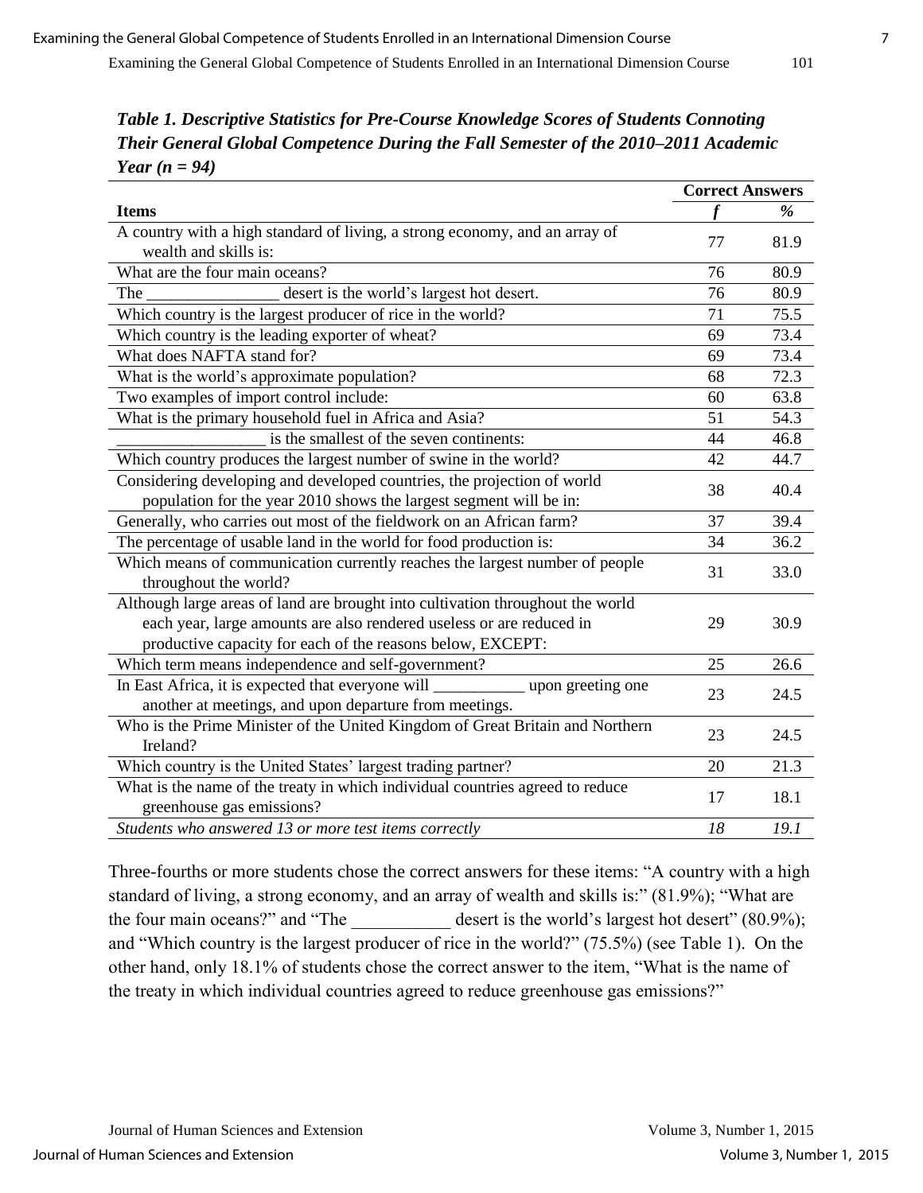***Table 1. Descriptive Statistics for Pre-Course Knowledge Scores of Students Connoting Their General Global Competence During the Fall Semester of the 2010–2011 Academic Year (n = 94)***

| | Correct Answers | |
|---|---|---|
| **Items** | ***f*** | ***%*** |
| A country with a high standard of living, a strong economy, and an array of wealth and skills is: | 77 | 81.9 |
| What are the four main oceans? | 76 | 80.9 |
| The ________________ desert is the world's largest hot desert. | 76 | 80.9 |
| Which country is the largest producer of rice in the world? | 71 | 75.5 |
| Which country is the leading exporter of wheat? | 69 | 73.4 |
| What does NAFTA stand for? | 69 | 73.4 |
| What is the world's approximate population? | 68 | 72.3 |
| Two examples of import control include: | 60 | 63.8 |
| What is the primary household fuel in Africa and Asia? | 51 | 54.3 |
| __________________ is the smallest of the seven continents: | 44 | 46.8 |
| Which country produces the largest number of swine in the world? | 42 | 44.7 |
| Considering developing and developed countries, the projection of world population for the year 2010 shows the largest segment will be in: | 38 | 40.4 |
| Generally, who carries out most of the fieldwork on an African farm? | 37 | 39.4 |
| The percentage of usable land in the world for food production is: | 34 | 36.2 |
| Which means of communication currently reaches the largest number of people throughout the world? | 31 | 33.0 |
| Although large areas of land are brought into cultivation throughout the world each year, large amounts are also rendered useless or are reduced in productive capacity for each of the reasons below, EXCEPT: | 29 | 30.9 |
| Which term means independence and self-government? | 25 | 26.6 |
| In East Africa, it is expected that everyone will ___________ upon greeting one another at meetings, and upon departure from meetings. | 23 | 24.5 |
| Who is the Prime Minister of the United Kingdom of Great Britain and Northern Ireland? | 23 | 24.5 |
| Which country is the United States' largest trading partner? | 20 | 21.3 |
| What is the name of the treaty in which individual countries agreed to reduce greenhouse gas emissions? | 17 | 18.1 |
| *Students who answered 13 or more test items correctly* | *18* | *19.1* |

Three-fourths or more students chose the correct answers for these items: "A country with a high standard of living, a strong economy, and an array of wealth and skills is:" (81.9%); "What are the four main oceans?" and "The ___________ desert is the world's largest hot desert" (80.9%); and "Which country is the largest producer of rice in the world?" (75.5%) (see Table 1). On the other hand, only 18.1% of students chose the correct answer to the item, "What is the name of the treaty in which individual countries agreed to reduce greenhouse gas emissions?"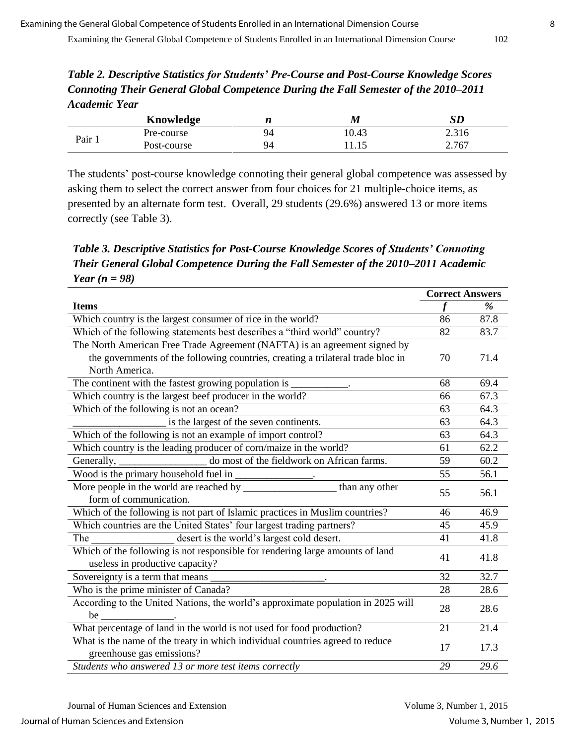***Table 2. Descriptive Statistics for Students' Pre-Course and Post-Course Knowledge Scores Connoting Their General Global Competence During the Fall Semester of the 2010–2011 Academic Year***

| | Knowledge | *n* | *M* | *SD* |
|---|---|---|---|---|
| Pair 1 | Pre-course | 94 | 10.43 | 2.316 |
| | Post-course | 94 | 11.15 | 2.767 |

The students' post-course knowledge connoting their general global competence was assessed by asking them to select the correct answer from four choices for 21 multiple-choice items, as presented by an alternate form test. Overall, 29 students (29.6%) answered 13 or more items correctly (see Table 3).

***Table 3. Descriptive Statistics for Post-Course Knowledge Scores of Students' Connoting Their General Global Competence During the Fall Semester of the 2010–2011 Academic Year (n = 98)***

| | Correct Answers | |
|---|---|---|
| **Items** | ***f*** | ***%*** |
| Which country is the largest consumer of rice in the world? | 86 | 87.8 |
| Which of the following statements best describes a "third world" country? | 82 | 83.7 |
| The North American Free Trade Agreement (NAFTA) is an agreement signed by the governments of the following countries, creating a trilateral trade bloc in North America. | 70 | 71.4 |
| The continent with the fastest growing population is ___________. | 68 | 69.4 |
| Which country is the largest beef producer in the world? | 66 | 67.3 |
| Which of the following is not an ocean? | 63 | 64.3 |
| __________________ is the largest of the seven continents. | 63 | 64.3 |
| Which of the following is not an example of import control? | 63 | 64.3 |
| Which country is the leading producer of corn/maize in the world? | 61 | 62.2 |
| Generally, _________________ do most of the fieldwork on African farms. | 59 | 60.2 |
| Wood is the primary household fuel in _______________. | 55 | 56.1 |
| More people in the world are reached by __________________ than any other form of communication. | 55 | 56.1 |
| Which of the following is not part of Islamic practices in Muslim countries? | 46 | 46.9 |
| Which countries are the United States' four largest trading partners? | 45 | 45.9 |
| The ________________ desert is the world's largest cold desert. | 41 | 41.8 |
| Which of the following is not responsible for rendering large amounts of land useless in productive capacity? | 41 | 41.8 |
| Sovereignty is a term that means ______________________. | 32 | 32.7 |
| Who is the prime minister of Canada? | 28 | 28.6 |
| According to the United Nations, the world's approximate population in 2025 will be ______________. | 28 | 28.6 |
| What percentage of land in the world is not used for food production? | 21 | 21.4 |
| What is the name of the treaty in which individual countries agreed to reduce greenhouse gas emissions? | 17 | 17.3 |
| *Students who answered 13 or more test items correctly* | *29* | *29.6* |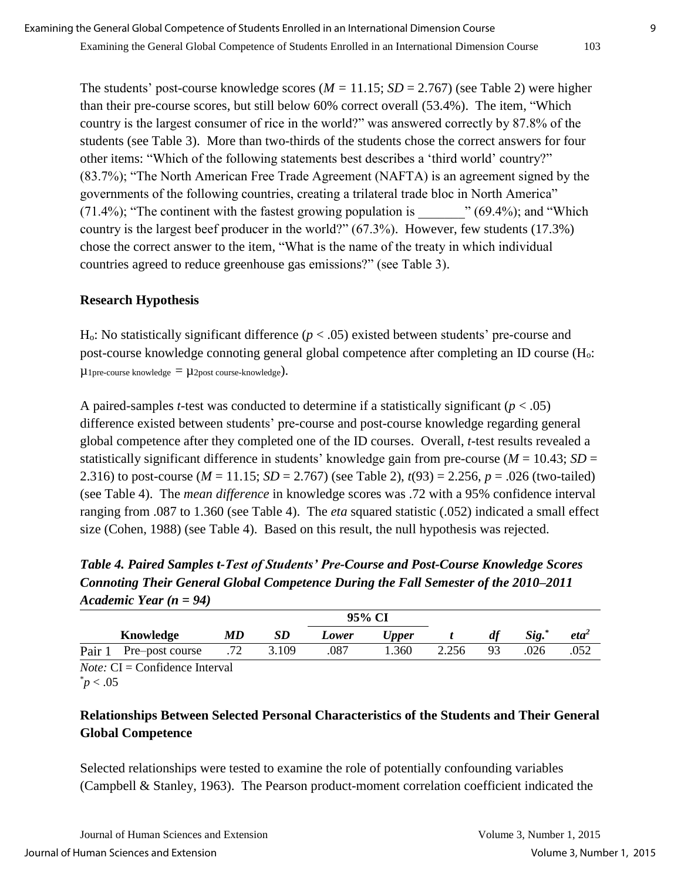The students' post-course knowledge scores ($M$ = 11.15; $SD$ = 2.767) (see Table 2) were higher than their pre-course scores, but still below 60% correct overall (53.4%). The item, "Which country is the largest consumer of rice in the world?" was answered correctly by 87.8% of the students (see Table 3). More than two-thirds of the students chose the correct answers for four other items: "Which of the following statements best describes a 'third world' country?" (83.7%); "The North American Free Trade Agreement (NAFTA) is an agreement signed by the governments of the following countries, creating a trilateral trade bloc in North America" (71.4%); "The continent with the fastest growing population is _______" (69.4%); and "Which country is the largest beef producer in the world?" (67.3%). However, few students (17.3%) chose the correct answer to the item, "What is the name of the treaty in which individual countries agreed to reduce greenhouse gas emissions?" (see Table 3).

## Research Hypothesis

$H_o$: No statistically significant difference ($p < .05$) existed between students' pre-course and post-course knowledge connoting general global competence after completing an ID course ($H_o$: $\mu_{1\text{pre-course knowledge}} = \mu_{2\text{post course-knowledge}}$).

A paired-samples $t$-test was conducted to determine if a statistically significant ($p < .05$) difference existed between students' pre-course and post-course knowledge regarding general global competence after they completed one of the ID courses. Overall, $t$-test results revealed a statistically significant difference in students' knowledge gain from pre-course ($M$ = 10.43; $SD$ = 2.316) to post-course ($M$ = 11.15; $SD$ = 2.767) (see Table 2), $t(93) = 2.256$, $p = .026$ (two-tailed) (see Table 4). The *mean difference* in knowledge scores was .72 with a 95% confidence interval ranging from .087 to 1.360 (see Table 4). The *eta* squared statistic (.052) indicated a small effect size (Cohen, 1988) (see Table 4). Based on this result, the null hypothesis was rejected.

***Table 4. Paired Samples t-Test of Students' Pre-Course and Post-Course Knowledge Scores Connoting Their General Global Competence During the Fall Semester of the 2010–2011 Academic Year (n = 94)***

| | | | | 95% CI | | | | | |
|---|---|---|---|---|---|---|---|---|---|
| | **Knowledge** | ***MD*** | ***SD*** | ***Lower*** | ***Upper*** | ***t*** | ***df*** | ***Sig.**** | ***eta***$^2$ |
| Pair 1 | Pre–post course | .72 | 3.109 | .087 | 1.360 | 2.256 | 93 | .026 | .052 |

*Note:* CI = Confidence Interval
$^*p < .05$

## Relationships Between Selected Personal Characteristics of the Students and Their General Global Competence

Selected relationships were tested to examine the role of potentially confounding variables (Campbell & Stanley, 1963). The Pearson product-moment correlation coefficient indicated the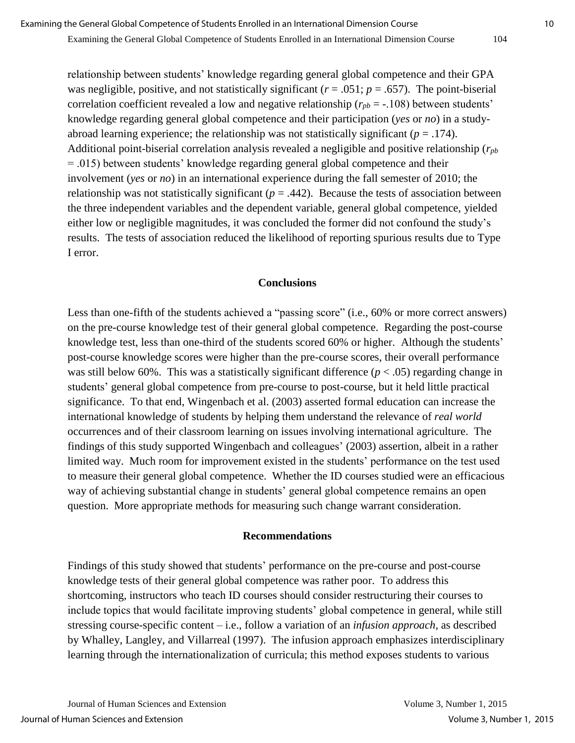relationship between students' knowledge regarding general global competence and their GPA was negligible, positive, and not statistically significant ($r$ = .051; $p$ = .657). The point-biserial correlation coefficient revealed a low and negative relationship ($r_{pb}$ = -.108) between students' knowledge regarding general global competence and their participation (*yes* or *no*) in a study-abroad learning experience; the relationship was not statistically significant ($p$ = .174). Additional point-biserial correlation analysis revealed a negligible and positive relationship ($r_{pb}$ = .015) between students' knowledge regarding general global competence and their involvement (*yes* or *no*) in an international experience during the fall semester of 2010; the relationship was not statistically significant ($p$ = .442). Because the tests of association between the three independent variables and the dependent variable, general global competence, yielded either low or negligible magnitudes, it was concluded the former did not confound the study's results. The tests of association reduced the likelihood of reporting spurious results due to Type I error.

## Conclusions

Less than one-fifth of the students achieved a "passing score" (i.e., 60% or more correct answers) on the pre-course knowledge test of their general global competence. Regarding the post-course knowledge test, less than one-third of the students scored 60% or higher. Although the students' post-course knowledge scores were higher than the pre-course scores, their overall performance was still below 60%. This was a statistically significant difference ($p$ < .05) regarding change in students' general global competence from pre-course to post-course, but it held little practical significance. To that end, Wingenbach et al. (2003) asserted formal education can increase the international knowledge of students by helping them understand the relevance of *real world* occurrences and of their classroom learning on issues involving international agriculture. The findings of this study supported Wingenbach and colleagues' (2003) assertion, albeit in a rather limited way. Much room for improvement existed in the students' performance on the test used to measure their general global competence. Whether the ID courses studied were an efficacious way of achieving substantial change in students' general global competence remains an open question. More appropriate methods for measuring such change warrant consideration.

## Recommendations

Findings of this study showed that students' performance on the pre-course and post-course knowledge tests of their general global competence was rather poor. To address this shortcoming, instructors who teach ID courses should consider restructuring their courses to include topics that would facilitate improving students' global competence in general, while still stressing course-specific content – i.e., follow a variation of an *infusion approach*, as described by Whalley, Langley, and Villarreal (1997). The infusion approach emphasizes interdisciplinary learning through the internationalization of curricula; this method exposes students to various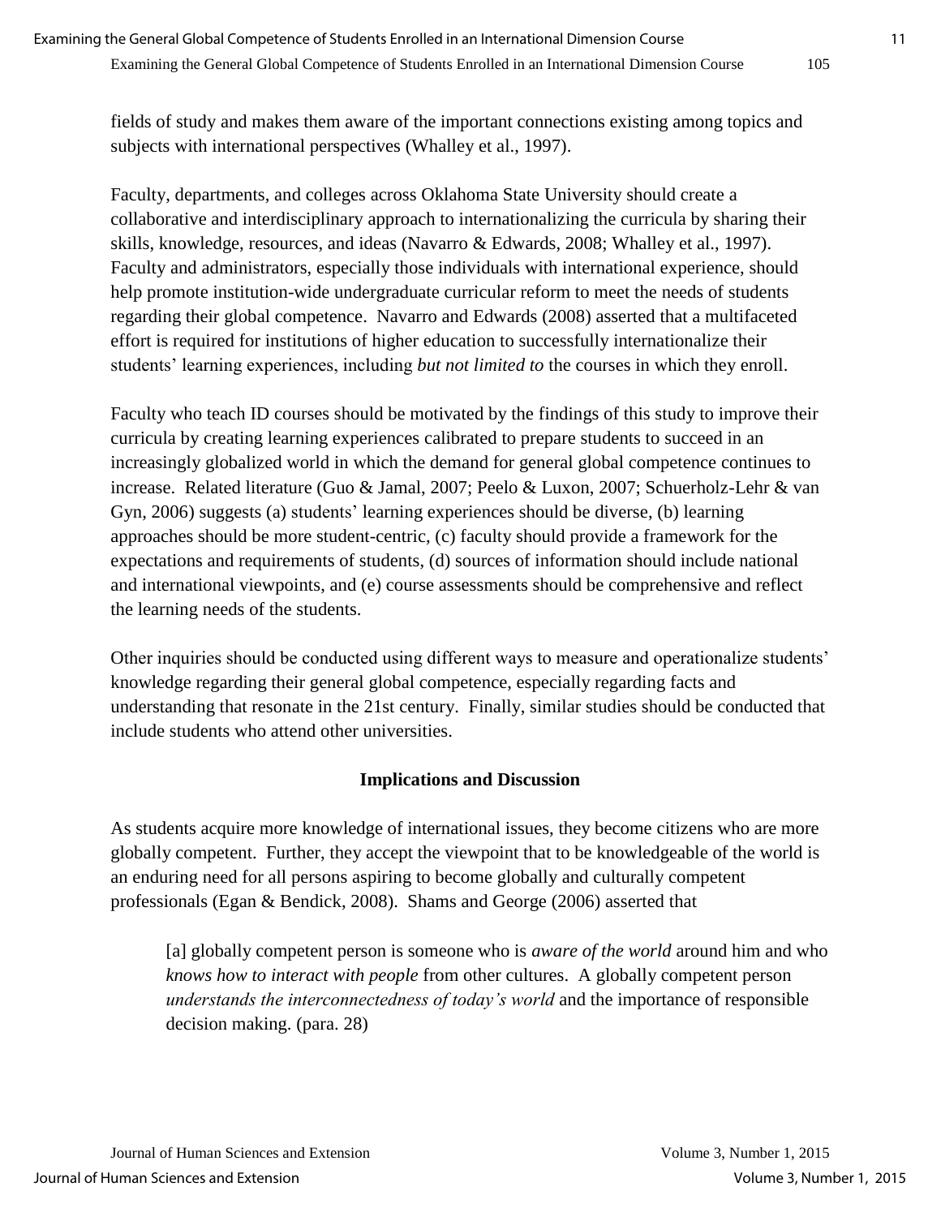fields of study and makes them aware of the important connections existing among topics and subjects with international perspectives (Whalley et al., 1997).

Faculty, departments, and colleges across Oklahoma State University should create a collaborative and interdisciplinary approach to internationalizing the curricula by sharing their skills, knowledge, resources, and ideas (Navarro & Edwards, 2008; Whalley et al., 1997). Faculty and administrators, especially those individuals with international experience, should help promote institution-wide undergraduate curricular reform to meet the needs of students regarding their global competence. Navarro and Edwards (2008) asserted that a multifaceted effort is required for institutions of higher education to successfully internationalize their students' learning experiences, including *but not limited to* the courses in which they enroll.

Faculty who teach ID courses should be motivated by the findings of this study to improve their curricula by creating learning experiences calibrated to prepare students to succeed in an increasingly globalized world in which the demand for general global competence continues to increase. Related literature (Guo & Jamal, 2007; Peelo & Luxon, 2007; Schuerholz-Lehr & van Gyn, 2006) suggests (a) students' learning experiences should be diverse, (b) learning approaches should be more student-centric, (c) faculty should provide a framework for the expectations and requirements of students, (d) sources of information should include national and international viewpoints, and (e) course assessments should be comprehensive and reflect the learning needs of the students.

Other inquiries should be conducted using different ways to measure and operationalize students' knowledge regarding their general global competence, especially regarding facts and understanding that resonate in the 21st century. Finally, similar studies should be conducted that include students who attend other universities.

## Implications and Discussion

As students acquire more knowledge of international issues, they become citizens who are more globally competent. Further, they accept the viewpoint that to be knowledgeable of the world is an enduring need for all persons aspiring to become globally and culturally competent professionals (Egan & Bendick, 2008). Shams and George (2006) asserted that

> [a] globally competent person is someone who is *aware of the world* around him and who *knows how to interact with people* from other cultures. A globally competent person *understands the interconnectedness of today's world* and the importance of responsible decision making. (para. 28)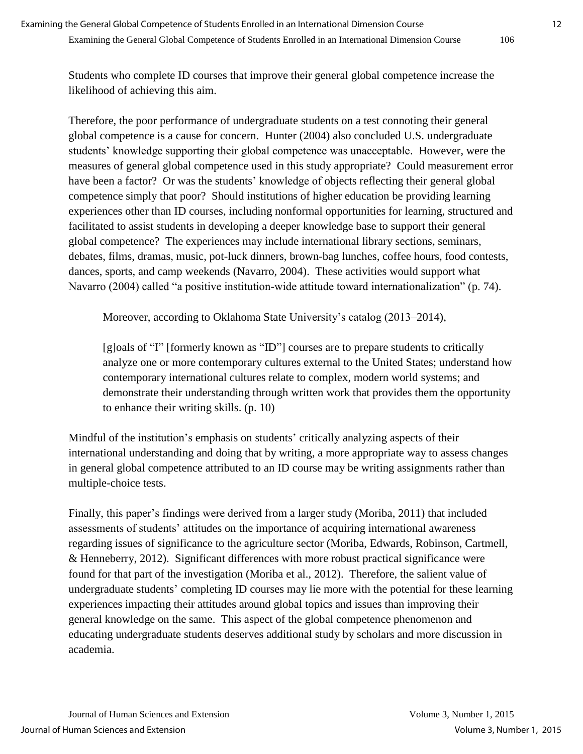Students who complete ID courses that improve their general global competence increase the likelihood of achieving this aim.

Therefore, the poor performance of undergraduate students on a test connoting their general global competence is a cause for concern. Hunter (2004) also concluded U.S. undergraduate students' knowledge supporting their global competence was unacceptable. However, were the measures of general global competence used in this study appropriate? Could measurement error have been a factor? Or was the students' knowledge of objects reflecting their general global competence simply that poor? Should institutions of higher education be providing learning experiences other than ID courses, including nonformal opportunities for learning, structured and facilitated to assist students in developing a deeper knowledge base to support their general global competence? The experiences may include international library sections, seminars, debates, films, dramas, music, pot-luck dinners, brown-bag lunches, coffee hours, food contests, dances, sports, and camp weekends (Navarro, 2004). These activities would support what Navarro (2004) called "a positive institution-wide attitude toward internationalization" (p. 74).

Moreover, according to Oklahoma State University's catalog (2013–2014),

> [g]oals of "I" [formerly known as "ID"] courses are to prepare students to critically analyze one or more contemporary cultures external to the United States; understand how contemporary international cultures relate to complex, modern world systems; and demonstrate their understanding through written work that provides them the opportunity to enhance their writing skills. (p. 10)

Mindful of the institution's emphasis on students' critically analyzing aspects of their international understanding and doing that by writing, a more appropriate way to assess changes in general global competence attributed to an ID course may be writing assignments rather than multiple-choice tests.

Finally, this paper's findings were derived from a larger study (Moriba, 2011) that included assessments of students' attitudes on the importance of acquiring international awareness regarding issues of significance to the agriculture sector (Moriba, Edwards, Robinson, Cartmell, & Henneberry, 2012). Significant differences with more robust practical significance were found for that part of the investigation (Moriba et al., 2012). Therefore, the salient value of undergraduate students' completing ID courses may lie more with the potential for these learning experiences impacting their attitudes around global topics and issues than improving their general knowledge on the same. This aspect of the global competence phenomenon and educating undergraduate students deserves additional study by scholars and more discussion in academia.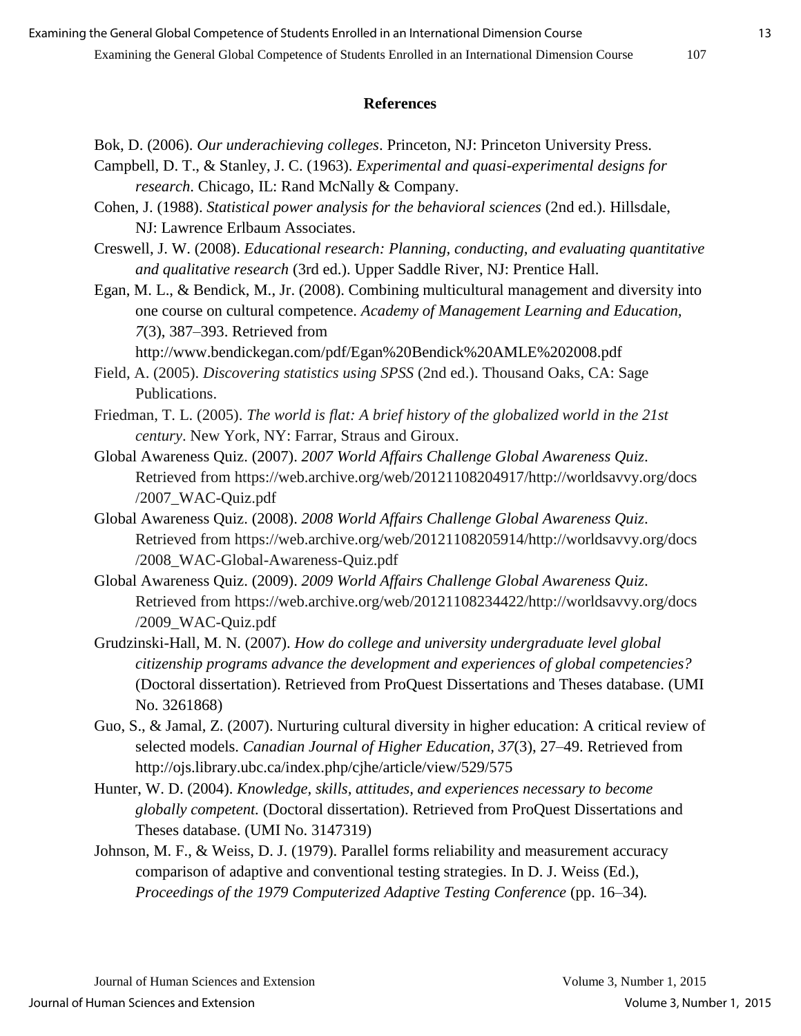## References

Bok, D. (2006). *Our underachieving colleges*. Princeton, NJ: Princeton University Press.

Campbell, D. T., & Stanley, J. C. (1963). *Experimental and quasi-experimental designs for research*. Chicago, IL: Rand McNally & Company.

Cohen, J. (1988). *Statistical power analysis for the behavioral sciences* (2nd ed.). Hillsdale, NJ: Lawrence Erlbaum Associates.

Creswell, J. W. (2008). *Educational research: Planning, conducting, and evaluating quantitative and qualitative research* (3rd ed.). Upper Saddle River, NJ: Prentice Hall.

Egan, M. L., & Bendick, M., Jr. (2008). Combining multicultural management and diversity into one course on cultural competence. *Academy of Management Learning and Education, 7*(3), 387–393. Retrieved from http://www.bendickegan.com/pdf/Egan%20Bendick%20AMLE%202008.pdf

Field, A. (2005). *Discovering statistics using SPSS* (2nd ed.). Thousand Oaks, CA: Sage Publications.

Friedman, T. L. (2005). *The world is flat: A brief history of the globalized world in the 21st century*. New York, NY: Farrar, Straus and Giroux.

Global Awareness Quiz. (2007). *2007 World Affairs Challenge Global Awareness Quiz*. Retrieved from https://web.archive.org/web/20121108204917/http://worldsavvy.org/docs/2007_WAC-Quiz.pdf

Global Awareness Quiz. (2008). *2008 World Affairs Challenge Global Awareness Quiz*. Retrieved from https://web.archive.org/web/20121108205914/http://worldsavvy.org/docs/2008_WAC-Global-Awareness-Quiz.pdf

Global Awareness Quiz. (2009). *2009 World Affairs Challenge Global Awareness Quiz*. Retrieved from https://web.archive.org/web/20121108234422/http://worldsavvy.org/docs/2009_WAC-Quiz.pdf

Grudzinski-Hall, M. N. (2007). *How do college and university undergraduate level global citizenship programs advance the development and experiences of global competencies?* (Doctoral dissertation). Retrieved from ProQuest Dissertations and Theses database. (UMI No. 3261868)

Guo, S., & Jamal, Z. (2007). Nurturing cultural diversity in higher education: A critical review of selected models. *Canadian Journal of Higher Education, 37*(3), 27–49. Retrieved from http://ojs.library.ubc.ca/index.php/cjhe/article/view/529/575

Hunter, W. D. (2004). *Knowledge, skills, attitudes, and experiences necessary to become globally competent.* (Doctoral dissertation). Retrieved from ProQuest Dissertations and Theses database. (UMI No. 3147319)

Johnson, M. F., & Weiss, D. J. (1979). Parallel forms reliability and measurement accuracy comparison of adaptive and conventional testing strategies. In D. J. Weiss (Ed.), *Proceedings of the 1979 Computerized Adaptive Testing Conference* (pp. 16–34).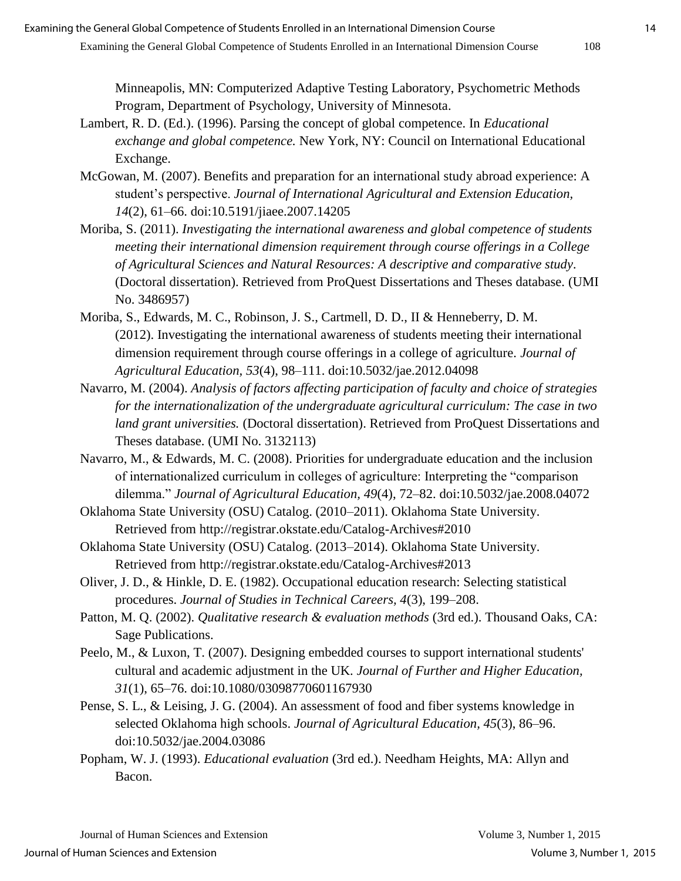Minneapolis, MN: Computerized Adaptive Testing Laboratory, Psychometric Methods Program, Department of Psychology, University of Minnesota.

Lambert, R. D. (Ed.). (1996). Parsing the concept of global competence. In *Educational exchange and global competence.* New York, NY: Council on International Educational Exchange.

McGowan, M. (2007). Benefits and preparation for an international study abroad experience: A student's perspective. *Journal of International Agricultural and Extension Education, 14*(2), 61–66. doi:10.5191/jiaee.2007.14205

Moriba, S. (2011). *Investigating the international awareness and global competence of students meeting their international dimension requirement through course offerings in a College of Agricultural Sciences and Natural Resources: A descriptive and comparative study*. (Doctoral dissertation). Retrieved from ProQuest Dissertations and Theses database. (UMI No. 3486957)

Moriba, S., Edwards, M. C., Robinson, J. S., Cartmell, D. D., II & Henneberry, D. M. (2012). Investigating the international awareness of students meeting their international dimension requirement through course offerings in a college of agriculture. *Journal of Agricultural Education, 53*(4), 98–111. doi:10.5032/jae.2012.04098

Navarro, M. (2004). *Analysis of factors affecting participation of faculty and choice of strategies for the internationalization of the undergraduate agricultural curriculum: The case in two land grant universities.* (Doctoral dissertation). Retrieved from ProQuest Dissertations and Theses database. (UMI No. 3132113)

Navarro, M., & Edwards, M. C. (2008). Priorities for undergraduate education and the inclusion of internationalized curriculum in colleges of agriculture: Interpreting the "comparison dilemma." *Journal of Agricultural Education, 49*(4), 72–82. doi:10.5032/jae.2008.04072

Oklahoma State University (OSU) Catalog. (2010–2011). Oklahoma State University. Retrieved from http://registrar.okstate.edu/Catalog-Archives#2010

Oklahoma State University (OSU) Catalog. (2013–2014). Oklahoma State University. Retrieved from http://registrar.okstate.edu/Catalog-Archives#2013

Oliver, J. D., & Hinkle, D. E. (1982). Occupational education research: Selecting statistical procedures. *Journal of Studies in Technical Careers, 4*(3), 199–208.

Patton, M. Q. (2002). *Qualitative research & evaluation methods* (3rd ed.). Thousand Oaks, CA: Sage Publications.

Peelo, M., & Luxon, T. (2007). Designing embedded courses to support international students' cultural and academic adjustment in the UK. *Journal of Further and Higher Education, 31*(1), 65–76. doi:10.1080/03098770601167930

Pense, S. L., & Leising, J. G. (2004). An assessment of food and fiber systems knowledge in selected Oklahoma high schools. *Journal of Agricultural Education, 45*(3), 86–96. doi:10.5032/jae.2004.03086

Popham, W. J. (1993). *Educational evaluation* (3rd ed.). Needham Heights, MA: Allyn and Bacon.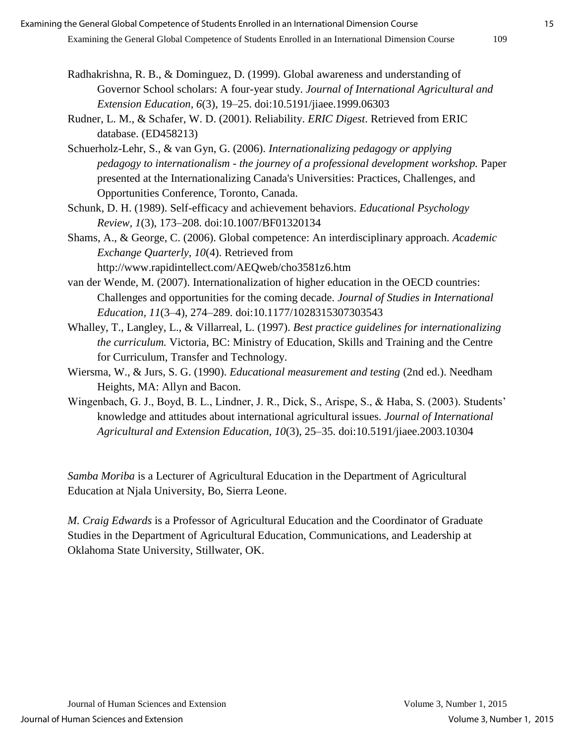Radhakrishna, R. B., & Dominguez, D. (1999). Global awareness and understanding of Governor School scholars: A four-year study. *Journal of International Agricultural and Extension Education, 6*(3), 19–25. doi:10.5191/jiaee.1999.06303

Rudner, L. M., & Schafer, W. D. (2001). Reliability. *ERIC Digest*. Retrieved from ERIC database. (ED458213)

Schuerholz-Lehr, S., & van Gyn, G. (2006). *Internationalizing pedagogy or applying pedagogy to internationalism - the journey of a professional development workshop.* Paper presented at the Internationalizing Canada's Universities: Practices, Challenges, and Opportunities Conference, Toronto, Canada.

Schunk, D. H. (1989). Self-efficacy and achievement behaviors. *Educational Psychology Review, 1*(3), 173–208. doi:10.1007/BF01320134

Shams, A., & George, C. (2006). Global competence: An interdisciplinary approach. *Academic Exchange Quarterly, 10*(4). Retrieved from http://www.rapidintellect.com/AEQweb/cho3581z6.htm

van der Wende, M. (2007). Internationalization of higher education in the OECD countries: Challenges and opportunities for the coming decade. *Journal of Studies in International Education, 11*(3–4), 274–289. doi:10.1177/1028315307303543

Whalley, T., Langley, L., & Villarreal, L. (1997). *Best practice guidelines for internationalizing the curriculum.* Victoria, BC: Ministry of Education, Skills and Training and the Centre for Curriculum, Transfer and Technology.

Wiersma, W., & Jurs, S. G. (1990). *Educational measurement and testing* (2nd ed.). Needham Heights, MA: Allyn and Bacon.

Wingenbach, G. J., Boyd, B. L., Lindner, J. R., Dick, S., Arispe, S., & Haba, S. (2003). Students' knowledge and attitudes about international agricultural issues. *Journal of International Agricultural and Extension Education, 10*(3), 25–35. doi:10.5191/jiaee.2003.10304

*Samba Moriba* is a Lecturer of Agricultural Education in the Department of Agricultural Education at Njala University, Bo, Sierra Leone.

*M. Craig Edwards* is a Professor of Agricultural Education and the Coordinator of Graduate Studies in the Department of Agricultural Education, Communications, and Leadership at Oklahoma State University, Stillwater, OK.